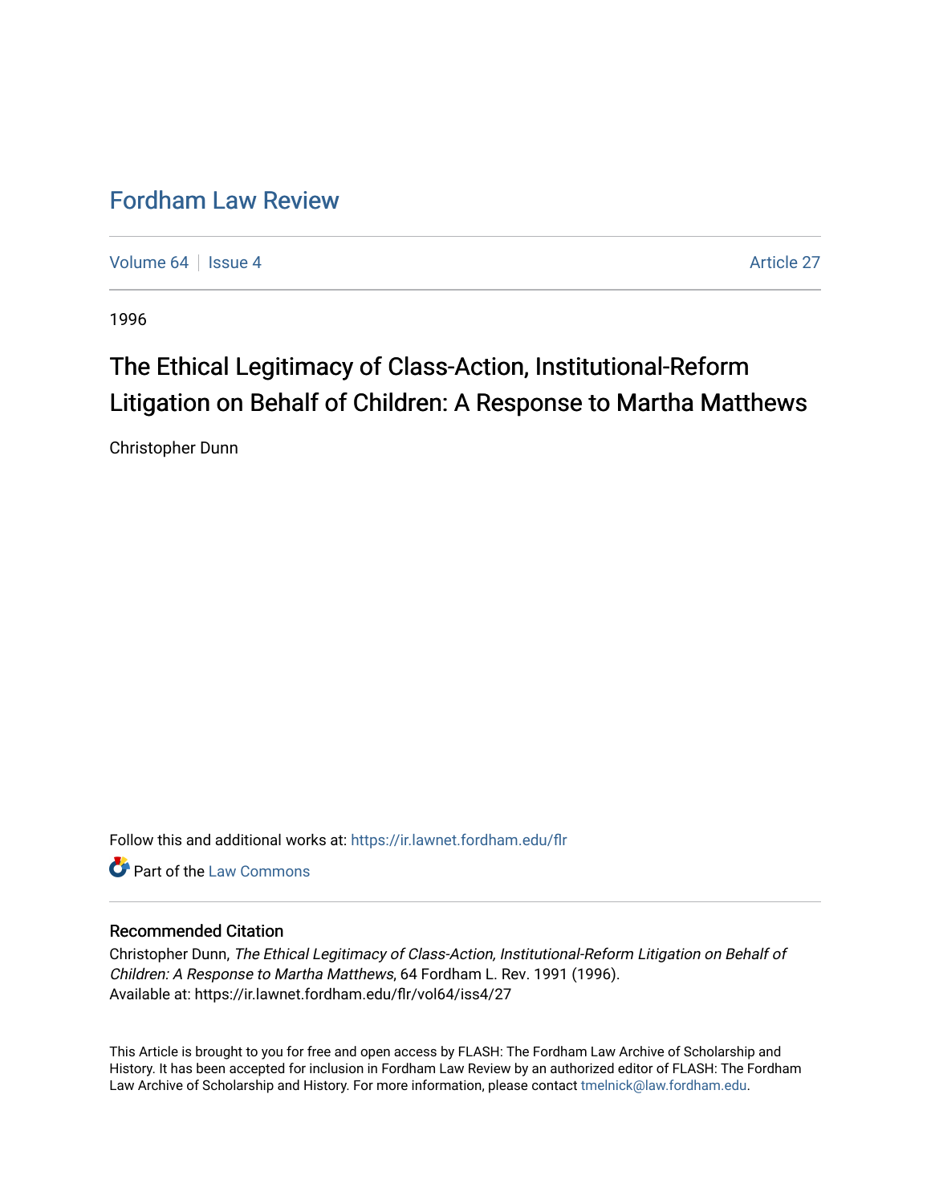# Fordham Law Review

Volume 64 | Issue 4 | Article 27

1996

## The Ethical Legitimacy of Class-Action, Institutional-Reform Litigation on Behalf of Children: A Response to Martha Matthews

Christopher Dunn

Follow this and additional works at: https://ir.lawnet.fordham.edu/flr

Part of the Law Commons

### Recommended Citation

Christopher Dunn, *The Ethical Legitimacy of Class-Action, Institutional-Reform Litigation on Behalf of Children: A Response to Martha Matthews*, 64 Fordham L. Rev. 1991 (1996).
Available at: https://ir.lawnet.fordham.edu/flr/vol64/iss4/27

This Article is brought to you for free and open access by FLASH: The Fordham Law Archive of Scholarship and History. It has been accepted for inclusion in Fordham Law Review by an authorized editor of FLASH: The Fordham Law Archive of Scholarship and History. For more information, please contact tmelnick@law.fordham.edu.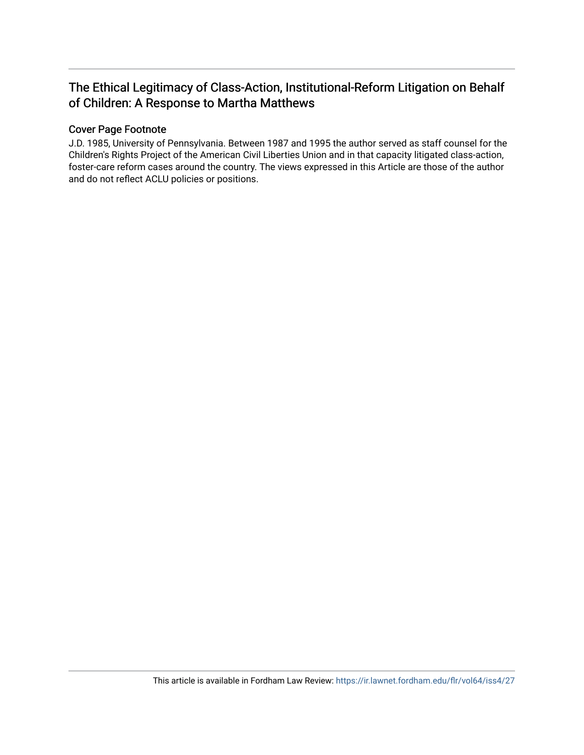# The Ethical Legitimacy of Class-Action, Institutional-Reform Litigation on Behalf of Children: A Response to Martha Matthews

## Cover Page Footnote

J.D. 1985, University of Pennsylvania. Between 1987 and 1995 the author served as staff counsel for the Children's Rights Project of the American Civil Liberties Union and in that capacity litigated class-action, foster-care reform cases around the country. The views expressed in this Article are those of the author and do not reflect ACLU policies or positions.

This article is available in Fordham Law Review: https://ir.lawnet.fordham.edu/flr/vol64/iss4/27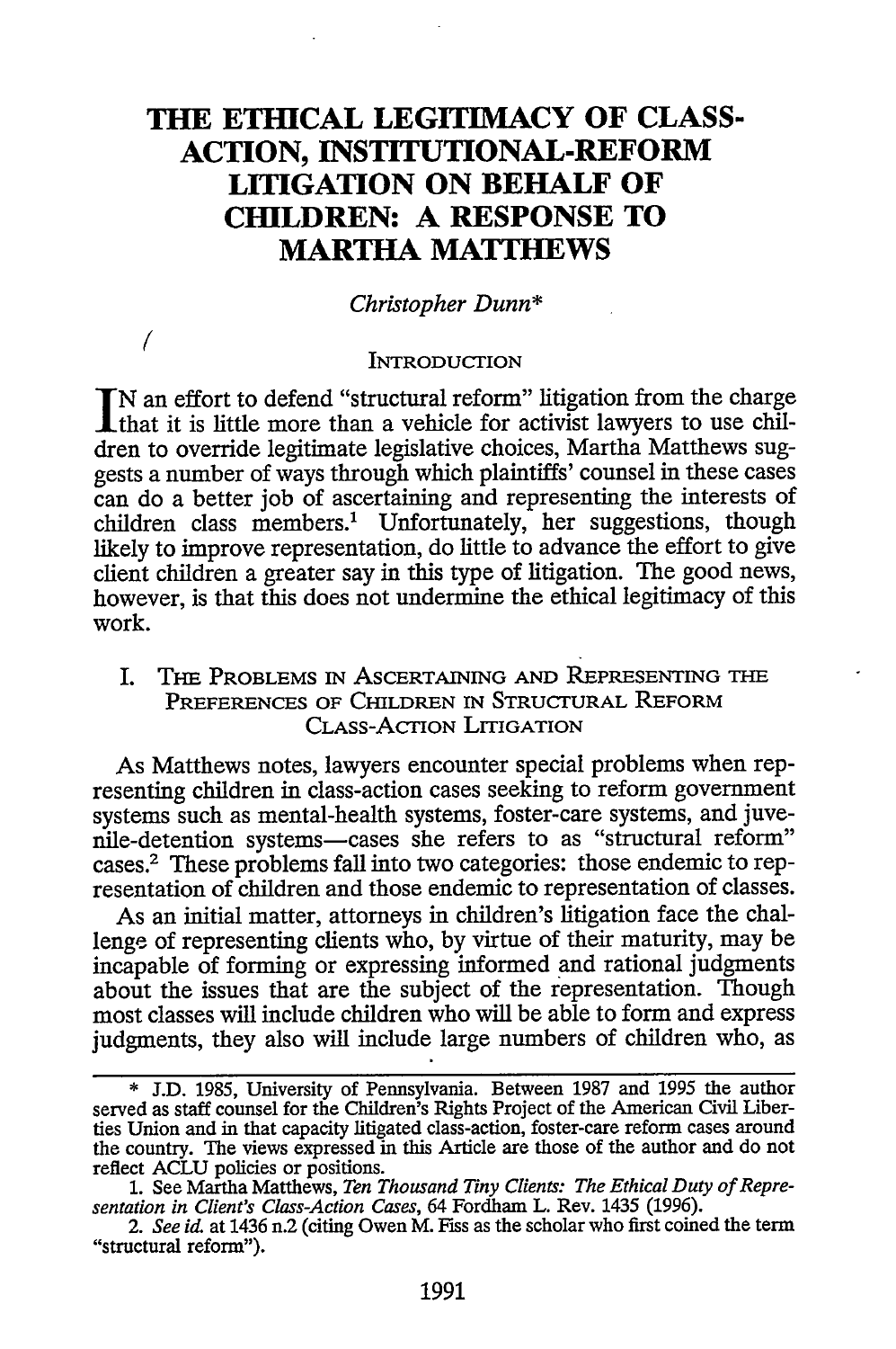# THE ETHICAL LEGITIMACY OF CLASS-ACTION, INSTITUTIONAL-REFORM LITIGATION ON BEHALF OF CHILDREN: A RESPONSE TO MARTHA MATTHEWS

*Christopher Dunn**

## INTRODUCTION

IN an effort to defend "structural reform" litigation from the charge that it is little more than a vehicle for activist lawyers to use children to override legitimate legislative choices, Martha Matthews suggests a number of ways through which plaintiffs' counsel in these cases can do a better job of ascertaining and representing the interests of children class members.[1] Unfortunately, her suggestions, though likely to improve representation, do little to advance the effort to give client children a greater say in this type of litigation. The good news, however, is that this does not undermine the ethical legitimacy of this work.

## I. THE PROBLEMS IN ASCERTAINING AND REPRESENTING THE PREFERENCES OF CHILDREN IN STRUCTURAL REFORM CLASS-ACTION LITIGATION

As Matthews notes, lawyers encounter special problems when representing children in class-action cases seeking to reform government systems such as mental-health systems, foster-care systems, and juvenile-detention systems—cases she refers to as "structural reform" cases.[2] These problems fall into two categories: those endemic to representation of children and those endemic to representation of classes.

As an initial matter, attorneys in children's litigation face the challenge of representing clients who, by virtue of their maturity, may be incapable of forming or expressing informed and rational judgments about the issues that are the subject of the representation. Though most classes will include children who will be able to form and express judgments, they also will include large numbers of children who, as

---

\* J.D. 1985, University of Pennsylvania. Between 1987 and 1995 the author served as staff counsel for the Children's Rights Project of the American Civil Liberties Union and in that capacity litigated class-action, foster-care reform cases around the country. The views expressed in this Article are those of the author and do not reflect ACLU policies or positions.

1. See Martha Matthews, *Ten Thousand Tiny Clients: The Ethical Duty of Representation in Client's Class-Action Cases*, 64 Fordham L. Rev. 1435 (1996).

2. *See id.* at 1436 n.2 (citing Owen M. Fiss as the scholar who first coined the term "structural reform").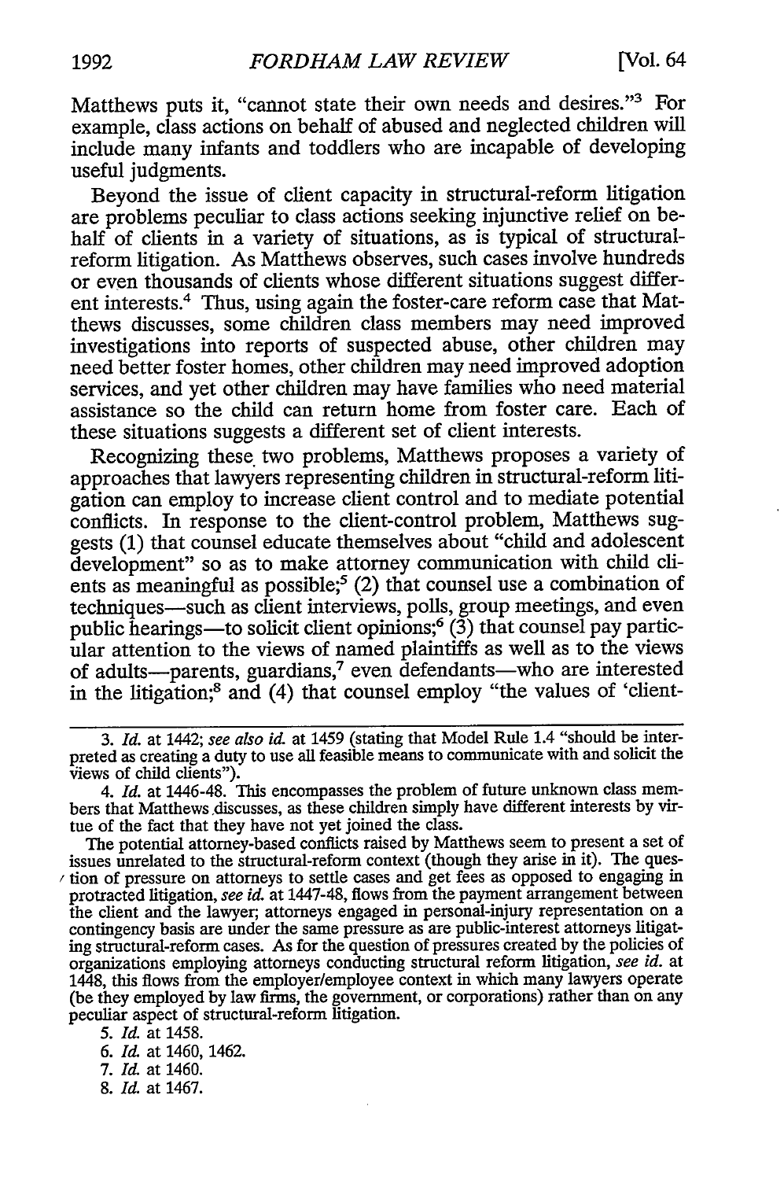Matthews puts it, "cannot state their own needs and desires."[3] For example, class actions on behalf of abused and neglected children will include many infants and toddlers who are incapable of developing useful judgments.

Beyond the issue of client capacity in structural-reform litigation are problems peculiar to class actions seeking injunctive relief on behalf of clients in a variety of situations, as is typical of structural-reform litigation. As Matthews observes, such cases involve hundreds or even thousands of clients whose different situations suggest different interests.[4] Thus, using again the foster-care reform case that Matthews discusses, some children class members may need improved investigations into reports of suspected abuse, other children may need better foster homes, other children may need improved adoption services, and yet other children may have families who need material assistance so the child can return home from foster care. Each of these situations suggests a different set of client interests.

Recognizing these two problems, Matthews proposes a variety of approaches that lawyers representing children in structural-reform litigation can employ to increase client control and to mediate potential conflicts. In response to the client-control problem, Matthews suggests (1) that counsel educate themselves about "child and adolescent development" so as to make attorney communication with child clients as meaningful as possible;[5] (2) that counsel use a combination of techniques—such as client interviews, polls, group meetings, and even public hearings—to solicit client opinions;[6] (3) that counsel pay particular attention to the views of named plaintiffs as well as to the views of adults—parents, guardians,[7] even defendants—who are interested in the litigation;[8] and (4) that counsel employ "the values of 'client-

---

3. *Id.* at 1442; *see also id.* at 1459 (stating that Model Rule 1.4 "should be interpreted as creating a duty to use all feasible means to communicate with and solicit the views of child clients").

4. *Id.* at 1446-48. This encompasses the problem of future unknown class members that Matthews discusses, as these children simply have different interests by virtue of the fact that they have not yet joined the class.

The potential attorney-based conflicts raised by Matthews seem to present a set of issues unrelated to the structural-reform context (though they arise in it). The question of pressure on attorneys to settle cases and get fees as opposed to engaging in protracted litigation, *see id.* at 1447-48, flows from the payment arrangement between the client and the lawyer; attorneys engaged in personal-injury representation on a contingency basis are under the same pressure as are public-interest attorneys litigating structural-reform cases. As for the question of pressures created by the policies of organizations employing attorneys conducting structural reform litigation, *see id.* at 1448, this flows from the employer/employee context in which many lawyers operate (be they employed by law firms, the government, or corporations) rather than on any peculiar aspect of structural-reform litigation.

5. *Id.* at 1458.

6. *Id.* at 1460, 1462.

7. *Id.* at 1460.

8. *Id.* at 1467.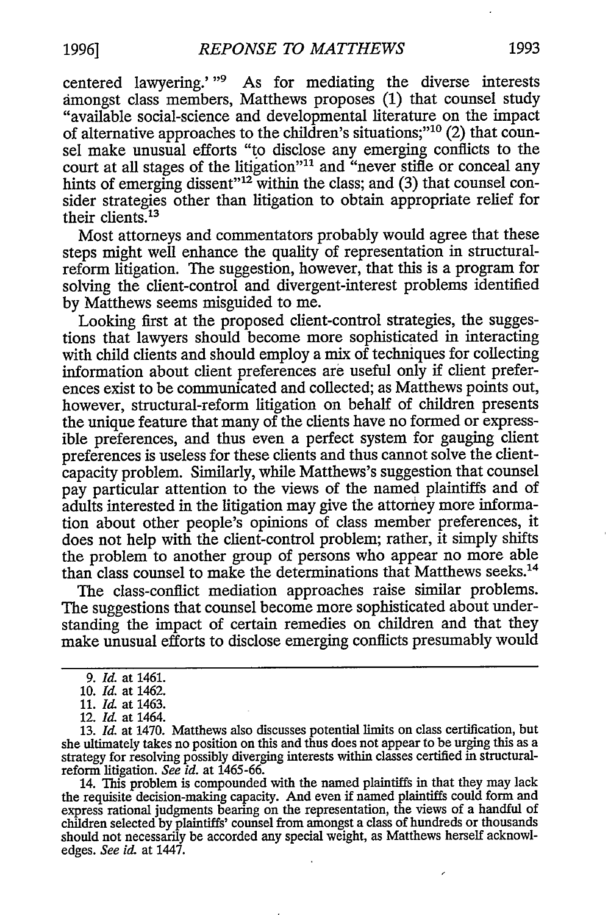centered lawyering.' "[9] As for mediating the diverse interests amongst class members, Matthews proposes (1) that counsel study "available social-science and developmental literature on the impact of alternative approaches to the children's situations;"[10] (2) that counsel make unusual efforts "to disclose any emerging conflicts to the court at all stages of the litigation"[11] and "never stifle or conceal any hints of emerging dissent"[12] within the class; and (3) that counsel consider strategies other than litigation to obtain appropriate relief for their clients.[13]

Most attorneys and commentators probably would agree that these steps might well enhance the quality of representation in structural-reform litigation. The suggestion, however, that this is a program for solving the client-control and divergent-interest problems identified by Matthews seems misguided to me.

Looking first at the proposed client-control strategies, the suggestions that lawyers should become more sophisticated in interacting with child clients and should employ a mix of techniques for collecting information about client preferences are useful only if client preferences exist to be communicated and collected; as Matthews points out, however, structural-reform litigation on behalf of children presents the unique feature that many of the clients have no formed or expressible preferences, and thus even a perfect system for gauging client preferences is useless for these clients and thus cannot solve the client-capacity problem. Similarly, while Matthews's suggestion that counsel pay particular attention to the views of the named plaintiffs and of adults interested in the litigation may give the attorney more information about other people's opinions of class member preferences, it does not help with the client-control problem; rather, it simply shifts the problem to another group of persons who appear no more able than class counsel to make the determinations that Matthews seeks.[14]

The class-conflict mediation approaches raise similar problems. The suggestions that counsel become more sophisticated about understanding the impact of certain remedies on children and that they make unusual efforts to disclose emerging conflicts presumably would

---

9. *Id.* at 1461.

10. *Id.* at 1462.

11. *Id.* at 1463.

12. *Id.* at 1464.

13. *Id.* at 1470. Matthews also discusses potential limits on class certification, but she ultimately takes no position on this and thus does not appear to be urging this as a strategy for resolving possibly diverging interests within classes certified in structural-reform litigation. *See id.* at 1465-66.

14. This problem is compounded with the named plaintiffs in that they may lack the requisite decision-making capacity. And even if named plaintiffs could form and express rational judgments bearing on the representation, the views of a handful of children selected by plaintiffs' counsel from amongst a class of hundreds or thousands should not necessarily be accorded any special weight, as Matthews herself acknowledges. *See id.* at 1447.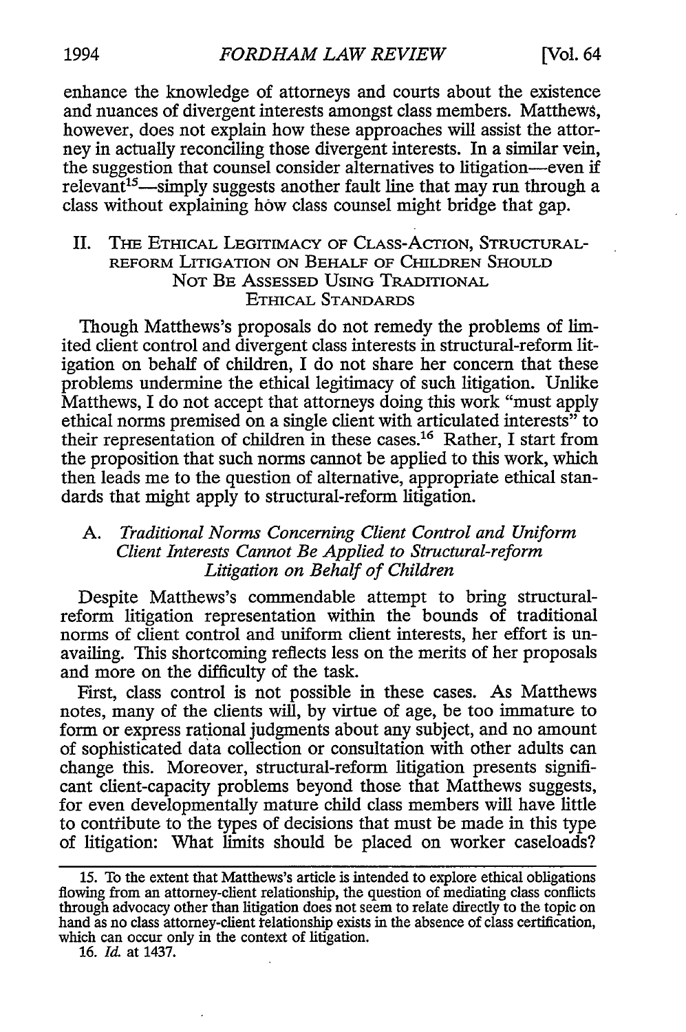enhance the knowledge of attorneys and courts about the existence and nuances of divergent interests amongst class members. Matthews, however, does not explain how these approaches will assist the attorney in actually reconciling those divergent interests. In a similar vein, the suggestion that counsel consider alternatives to litigation—even if relevant[15]—simply suggests another fault line that may run through a class without explaining how class counsel might bridge that gap.

## II. The Ethical Legitimacy of Class-Action, Structural-Reform Litigation on Behalf of Children Should Not Be Assessed Using Traditional Ethical Standards

Though Matthews's proposals do not remedy the problems of limited client control and divergent class interests in structural-reform litigation on behalf of children, I do not share her concern that these problems undermine the ethical legitimacy of such litigation. Unlike Matthews, I do not accept that attorneys doing this work "must apply ethical norms premised on a single client with articulated interests" to their representation of children in these cases.[16] Rather, I start from the proposition that such norms cannot be applied to this work, which then leads me to the question of alternative, appropriate ethical standards that might apply to structural-reform litigation.

### A. *Traditional Norms Concerning Client Control and Uniform Client Interests Cannot Be Applied to Structural-reform Litigation on Behalf of Children*

Despite Matthews's commendable attempt to bring structural-reform litigation representation within the bounds of traditional norms of client control and uniform client interests, her effort is unavailing. This shortcoming reflects less on the merits of her proposals and more on the difficulty of the task.

First, class control is not possible in these cases. As Matthews notes, many of the clients will, by virtue of age, be too immature to form or express rational judgments about any subject, and no amount of sophisticated data collection or consultation with other adults can change this. Moreover, structural-reform litigation presents significant client-capacity problems beyond those that Matthews suggests, for even developmentally mature child class members will have little to contribute to the types of decisions that must be made in this type of litigation: What limits should be placed on worker caseloads?

---

15. To the extent that Matthews's article is intended to explore ethical obligations flowing from an attorney-client relationship, the question of mediating class conflicts through advocacy other than litigation does not seem to relate directly to the topic on hand as no class attorney-client relationship exists in the absence of class certification, which can occur only in the context of litigation.

16. *Id.* at 1437.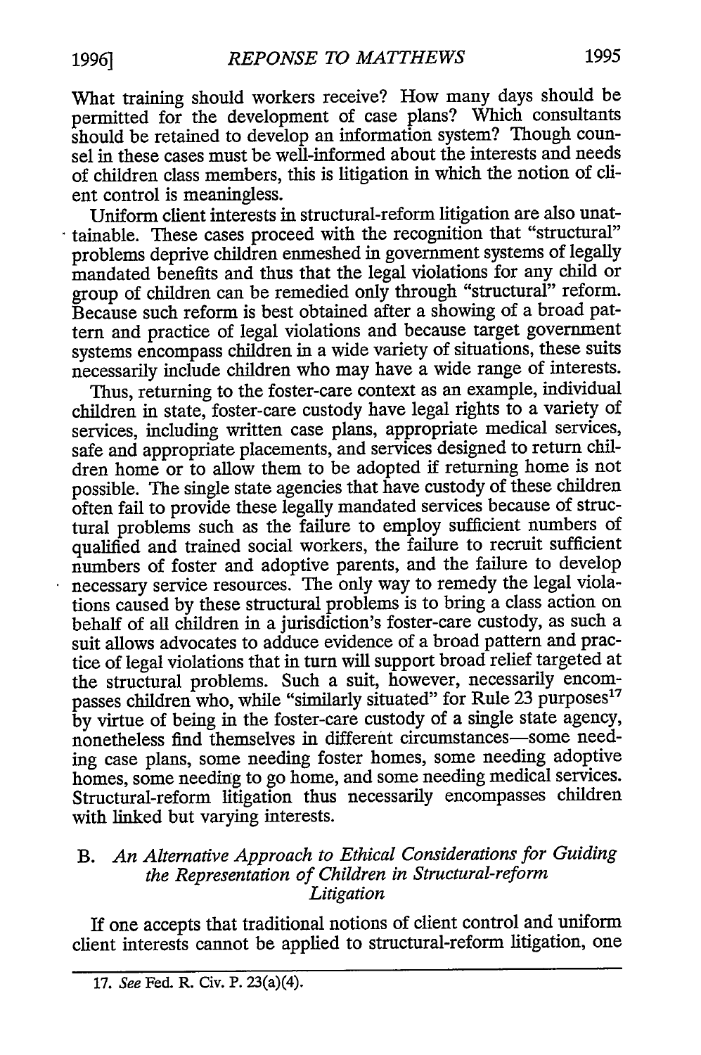What training should workers receive? How many days should be permitted for the development of case plans? Which consultants should be retained to develop an information system? Though counsel in these cases must be well-informed about the interests and needs of children class members, this is litigation in which the notion of client control is meaningless.

Uniform client interests in structural-reform litigation are also unattainable. These cases proceed with the recognition that "structural" problems deprive children enmeshed in government systems of legally mandated benefits and thus that the legal violations for any child or group of children can be remedied only through "structural" reform. Because such reform is best obtained after a showing of a broad pattern and practice of legal violations and because target government systems encompass children in a wide variety of situations, these suits necessarily include children who may have a wide range of interests.

Thus, returning to the foster-care context as an example, individual children in state, foster-care custody have legal rights to a variety of services, including written case plans, appropriate medical services, safe and appropriate placements, and services designed to return children home or to allow them to be adopted if returning home is not possible. The single state agencies that have custody of these children often fail to provide these legally mandated services because of structural problems such as the failure to employ sufficient numbers of qualified and trained social workers, the failure to recruit sufficient numbers of foster and adoptive parents, and the failure to develop necessary service resources. The only way to remedy the legal violations caused by these structural problems is to bring a class action on behalf of all children in a jurisdiction's foster-care custody, as such a suit allows advocates to adduce evidence of a broad pattern and practice of legal violations that in turn will support broad relief targeted at the structural problems. Such a suit, however, necessarily encompasses children who, while "similarly situated" for Rule 23 purposes[17] by virtue of being in the foster-care custody of a single state agency, nonetheless find themselves in different circumstances—some needing case plans, some needing foster homes, some needing adoptive homes, some needing to go home, and some needing medical services. Structural-reform litigation thus necessarily encompasses children with linked but varying interests.

### B. *An Alternative Approach to Ethical Considerations for Guiding the Representation of Children in Structural-reform Litigation*

If one accepts that traditional notions of client control and uniform client interests cannot be applied to structural-reform litigation, one

---

17. *See* Fed. R. Civ. P. 23(a)(4).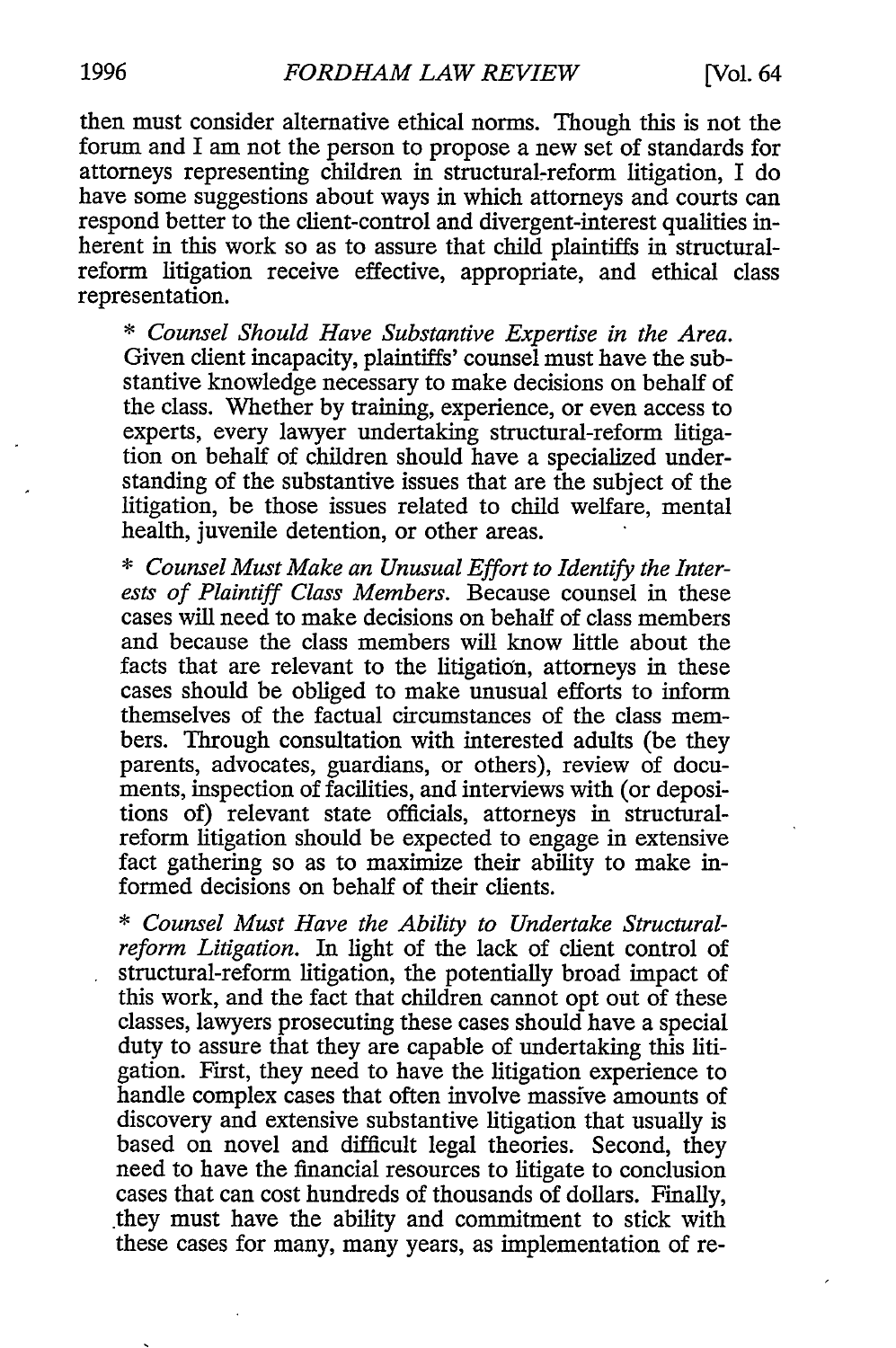then must consider alternative ethical norms. Though this is not the forum and I am not the person to propose a new set of standards for attorneys representing children in structural-reform litigation, I do have some suggestions about ways in which attorneys and courts can respond better to the client-control and divergent-interest qualities inherent in this work so as to assure that child plaintiffs in structural-reform litigation receive effective, appropriate, and ethical class representation.

* *Counsel Should Have Substantive Expertise in the Area.* Given client incapacity, plaintiffs' counsel must have the substantive knowledge necessary to make decisions on behalf of the class. Whether by training, experience, or even access to experts, every lawyer undertaking structural-reform litigation on behalf of children should have a specialized understanding of the substantive issues that are the subject of the litigation, be those issues related to child welfare, mental health, juvenile detention, or other areas.

* *Counsel Must Make an Unusual Effort to Identify the Interests of Plaintiff Class Members.* Because counsel in these cases will need to make decisions on behalf of class members and because the class members will know little about the facts that are relevant to the litigation, attorneys in these cases should be obliged to make unusual efforts to inform themselves of the factual circumstances of the class members. Through consultation with interested adults (be they parents, advocates, guardians, or others), review of documents, inspection of facilities, and interviews with (or depositions of) relevant state officials, attorneys in structural-reform litigation should be expected to engage in extensive fact gathering so as to maximize their ability to make informed decisions on behalf of their clients.

* *Counsel Must Have the Ability to Undertake Structural-reform Litigation.* In light of the lack of client control of structural-reform litigation, the potentially broad impact of this work, and the fact that children cannot opt out of these classes, lawyers prosecuting these cases should have a special duty to assure that they are capable of undertaking this litigation. First, they need to have the litigation experience to handle complex cases that often involve massive amounts of discovery and extensive substantive litigation that usually is based on novel and difficult legal theories. Second, they need to have the financial resources to litigate to conclusion cases that can cost hundreds of thousands of dollars. Finally, they must have the ability and commitment to stick with these cases for many, many years, as implementation of re-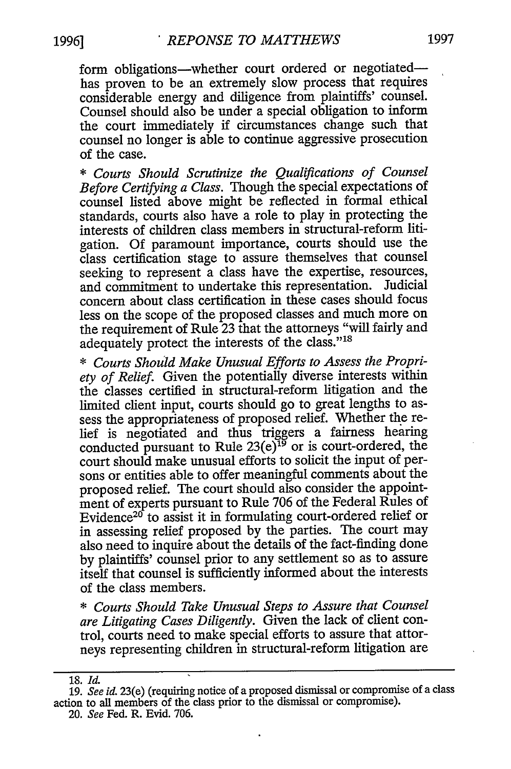form obligations—whether court ordered or negotiated—has proven to be an extremely slow process that requires considerable energy and diligence from plaintiffs' counsel. Counsel should also be under a special obligation to inform the court immediately if circumstances change such that counsel no longer is able to continue aggressive prosecution of the case.

* *Courts Should Scrutinize the Qualifications of Counsel Before Certifying a Class.* Though the special expectations of counsel listed above might be reflected in formal ethical standards, courts also have a role to play in protecting the interests of children class members in structural-reform litigation. Of paramount importance, courts should use the class certification stage to assure themselves that counsel seeking to represent a class have the expertise, resources, and commitment to undertake this representation. Judicial concern about class certification in these cases should focus less on the scope of the proposed classes and much more on the requirement of Rule 23 that the attorneys "will fairly and adequately protect the interests of the class."[18]

* *Courts Should Make Unusual Efforts to Assess the Propriety of Relief.* Given the potentially diverse interests within the classes certified in structural-reform litigation and the limited client input, courts should go to great lengths to assess the appropriateness of proposed relief. Whether the relief is negotiated and thus triggers a fairness hearing conducted pursuant to Rule 23(e)[19] or is court-ordered, the court should make unusual efforts to solicit the input of persons or entities able to offer meaningful comments about the proposed relief. The court should also consider the appointment of experts pursuant to Rule 706 of the Federal Rules of Evidence[20] to assist it in formulating court-ordered relief or in assessing relief proposed by the parties. The court may also need to inquire about the details of the fact-finding done by plaintiffs' counsel prior to any settlement so as to assure itself that counsel is sufficiently informed about the interests of the class members.

* *Courts Should Take Unusual Steps to Assure that Counsel are Litigating Cases Diligently.* Given the lack of client control, courts need to make special efforts to assure that attorneys representing children in structural-reform litigation are

---

18. *Id.*

19. *See id.* 23(e) (requiring notice of a proposed dismissal or compromise of a class action to all members of the class prior to the dismissal or compromise).

20. *See* Fed. R. Evid. 706.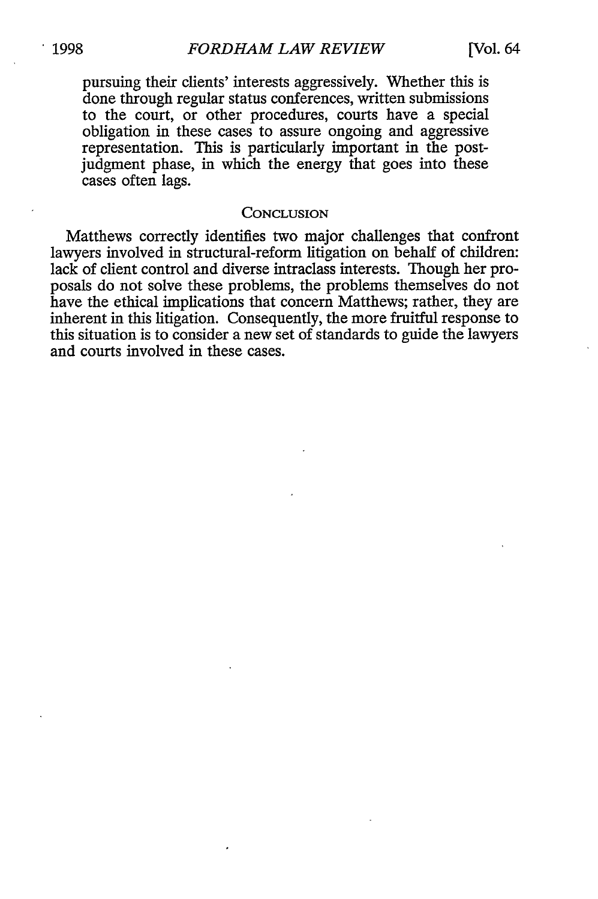pursuing their clients' interests aggressively. Whether this is done through regular status conferences, written submissions to the court, or other procedures, courts have a special obligation in these cases to assure ongoing and aggressive representation. This is particularly important in the post-judgment phase, in which the energy that goes into these cases often lags.

## CONCLUSION

Matthews correctly identifies two major challenges that confront lawyers involved in structural-reform litigation on behalf of children: lack of client control and diverse intraclass interests. Though her proposals do not solve these problems, the problems themselves do not have the ethical implications that concern Matthews; rather, they are inherent in this litigation. Consequently, the more fruitful response to this situation is to consider a new set of standards to guide the lawyers and courts involved in these cases.